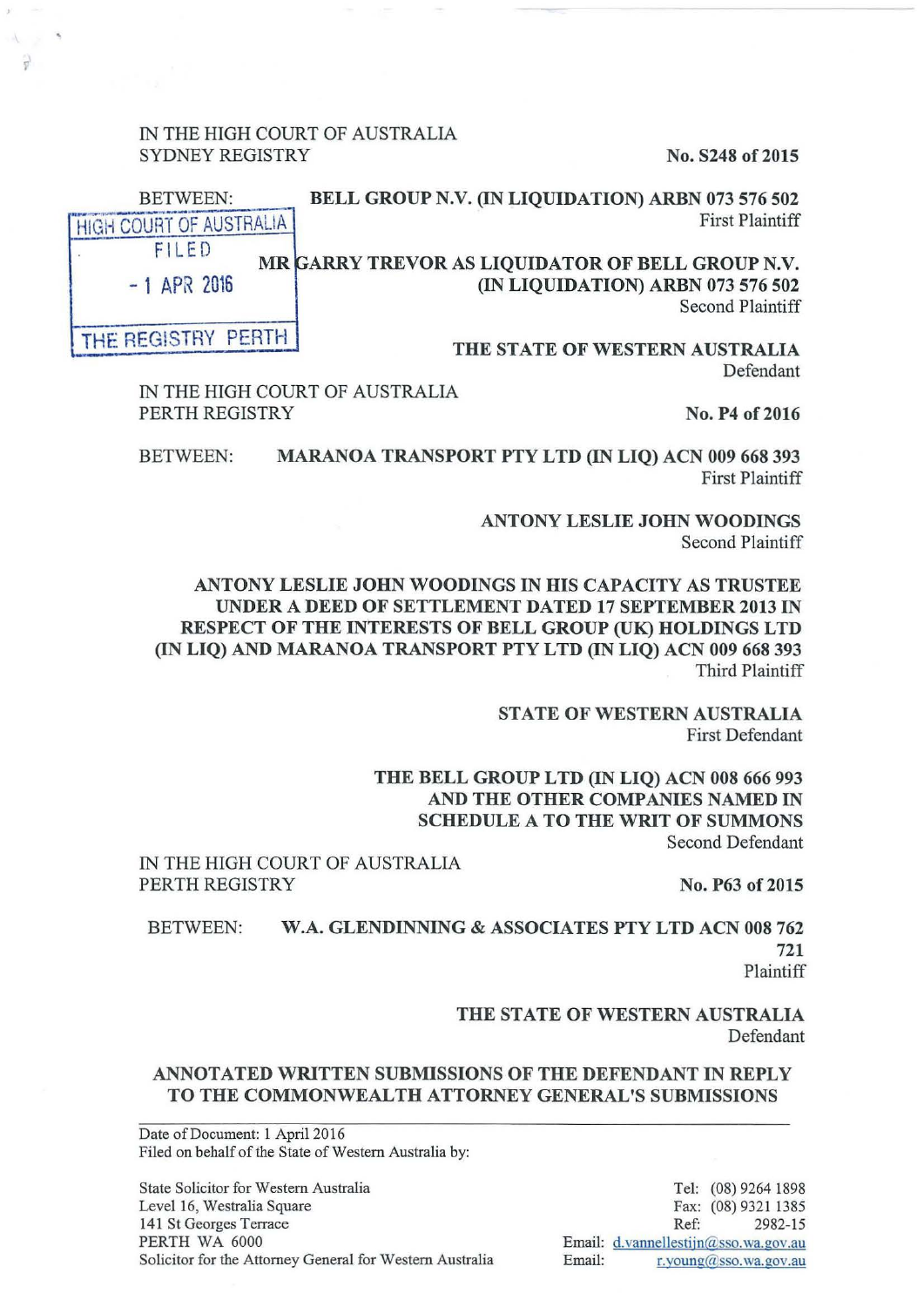IN THE HIGH COURT OF AUSTRALIA
SYDNEY REGISTRY

**No. S248 of 2015**

BETWEEN: **BELL GROUP N.V. (IN LIQUIDATION) ARBN 073 576 502**
First Plaintiff

HIGH COURT OF AUSTRALIA
FILED
- 1 APR 2016
THE REGISTRY PERTH

**MR GARRY TREVOR AS LIQUIDATOR OF BELL GROUP N.V. (IN LIQUIDATION) ARBN 073 576 502**
Second Plaintiff

**THE STATE OF WESTERN AUSTRALIA**
Defendant

IN THE HIGH COURT OF AUSTRALIA
PERTH REGISTRY

**No. P4 of 2016**

BETWEEN: **MARANOA TRANSPORT PTY LTD (IN LIQ) ACN 009 668 393**
First Plaintiff

**ANTONY LESLIE JOHN WOODINGS**
Second Plaintiff

**ANTONY LESLIE JOHN WOODINGS IN HIS CAPACITY AS TRUSTEE UNDER A DEED OF SETTLEMENT DATED 17 SEPTEMBER 2013 IN RESPECT OF THE INTERESTS OF BELL GROUP (UK) HOLDINGS LTD (IN LIQ) AND MARANOA TRANSPORT PTY LTD (IN LIQ) ACN 009 668 393**
Third Plaintiff

**STATE OF WESTERN AUSTRALIA**
First Defendant

**THE BELL GROUP LTD (IN LIQ) ACN 008 666 993 AND THE OTHER COMPANIES NAMED IN SCHEDULE A TO THE WRIT OF SUMMONS**
Second Defendant

IN THE HIGH COURT OF AUSTRALIA
PERTH REGISTRY

**No. P63 of 2015**

BETWEEN: **W.A. GLENDINNING & ASSOCIATES PTY LTD ACN 008 762 721**
Plaintiff

**THE STATE OF WESTERN AUSTRALIA**
Defendant

**ANNOTATED WRITTEN SUBMISSIONS OF THE DEFENDANT IN REPLY TO THE COMMONWEALTH ATTORNEY GENERAL'S SUBMISSIONS**

Date of Document: 1 April 2016
Filed on behalf of the State of Western Australia by:

State Solicitor for Western Australia
Level 16, Westralia Square
141 St Georges Terrace
PERTH WA 6000
Solicitor for the Attorney General for Western Australia

Tel: (08) 9264 1898
Fax: (08) 9321 1385
Ref: 2982-15
Email: d.vannellestijn@sso.wa.gov.au
Email: r.young@sso.wa.gov.au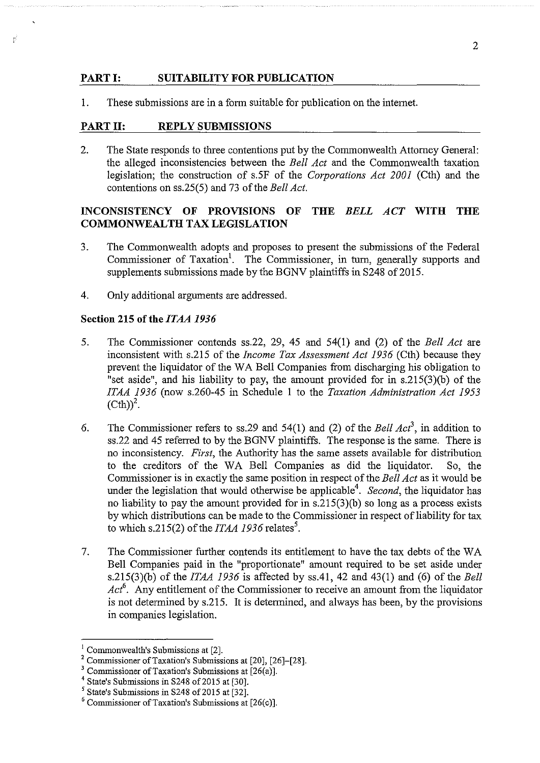## PART I: SUITABILITY FOR PUBLICATION

1. These submissions are in a form suitable for publication on the internet.

## PART II: REPLY SUBMISSIONS

2. The State responds to three contentions put by the Commonwealth Attorney General: the alleged inconsistencies between the *Bell Act* and the Commonwealth taxation legislation; the construction of s.5F of the *Corporations Act 2001* (Cth) and the contentions on ss.25(5) and 73 of the *Bell Act.*

## INCONSISTENCY OF PROVISIONS OF THE *BELL ACT* WITH THE COMMONWEALTH TAX LEGISLATION

3. The Commonwealth adopts and proposes to present the submissions of the Federal Commissioner of Taxation[1]. The Commissioner, in turn, generally supports and supplements submissions made by the BGNV plaintiffs in S248 of 2015.

4. Only additional arguments are addressed.

### Section 215 of the *ITAA 1936*

5. The Commissioner contends ss.22, 29, 45 and 54(1) and (2) of the *Bell Act* are inconsistent with s.215 of the *Income Tax Assessment Act 1936* (Cth) because they prevent the liquidator of the WA Bell Companies from discharging his obligation to "set aside", and his liability to pay, the amount provided for in s.215(3)(b) of the *ITAA 1936* (now s.260-45 in Schedule 1 to the *Taxation Administration Act 1953* (Cth))[2].

6. The Commissioner refers to ss.29 and 54(1) and (2) of the *Bell Act*[3], in addition to ss.22 and 45 referred to by the BGNV plaintiffs. The response is the same. There is no inconsistency. *First*, the Authority has the same assets available for distribution to the creditors of the WA Bell Companies as did the liquidator. So, the Commissioner is in exactly the same position in respect of the *Bell Act* as it would be under the legislation that would otherwise be applicable[4]. *Second*, the liquidator has no liability to pay the amount provided for in s.215(3)(b) so long as a process exists by which distributions can be made to the Commissioner in respect of liability for tax to which s.215(2) of the *ITAA 1936* relates[5].

7. The Commissioner further contends its entitlement to have the tax debts of the WA Bell Companies paid in the "proportionate" amount required to be set aside under s.215(3)(b) of the *ITAA 1936* is affected by ss.41, 42 and 43(1) and (6) of the *Bell Act*[6]. Any entitlement of the Commissioner to receive an amount from the liquidator is not determined by s.215. It is determined, and always has been, by the provisions in companies legislation.

---

[1] Commonwealth's Submissions at [2].

[2] Commissioner of Taxation's Submissions at [20], [26]–[28].

[3] Commissioner of Taxation's Submissions at [26(a)].

[4] State's Submissions in S248 of 2015 at [30].

[5] State's Submissions in S248 of 2015 at [32].

[6] Commissioner of Taxation's Submissions at [26(c)].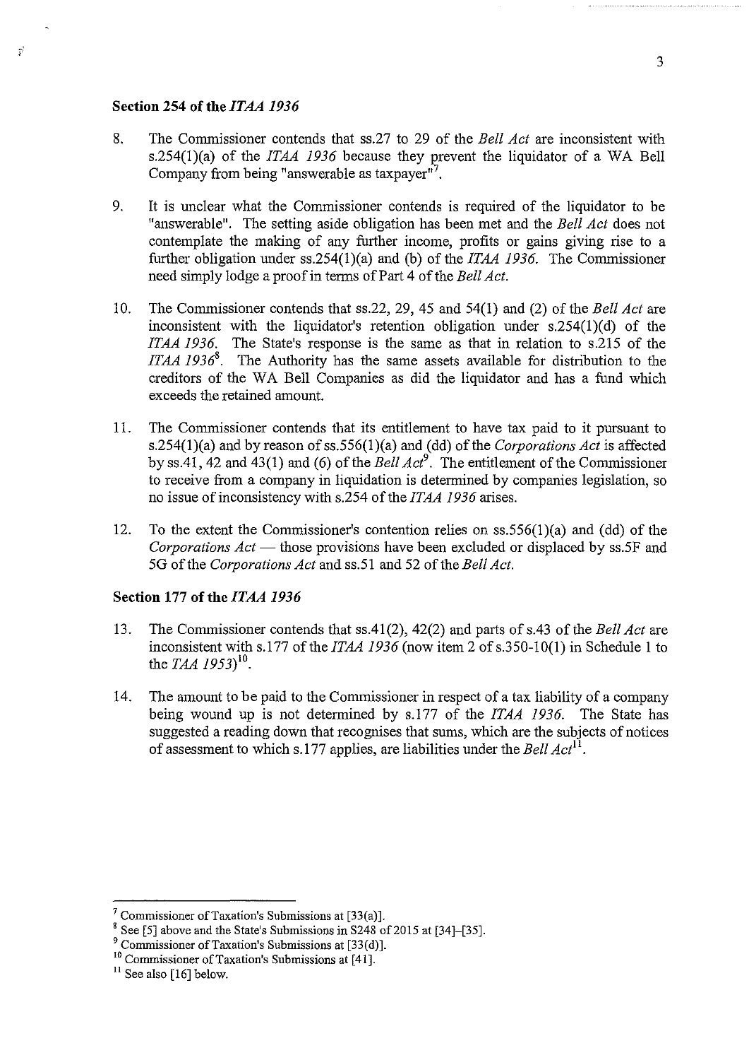### Section 254 of the *ITAA 1936*

8. The Commissioner contends that ss.27 to 29 of the *Bell Act* are inconsistent with s.254(1)(a) of the *ITAA 1936* because they prevent the liquidator of a WA Bell Company from being "answerable as taxpayer"[7].

9. It is unclear what the Commissioner contends is required of the liquidator to be "answerable". The setting aside obligation has been met and the *Bell Act* does not contemplate the making of any further income, profits or gains giving rise to a further obligation under ss.254(1)(a) and (b) of the *ITAA 1936*. The Commissioner need simply lodge a proof in terms of Part 4 of the *Bell Act*.

10. The Commissioner contends that ss.22, 29, 45 and 54(1) and (2) of the *Bell Act* are inconsistent with the liquidator's retention obligation under s.254(1)(d) of the *ITAA 1936*. The State's response is the same as that in relation to s.215 of the *ITAA 1936*[8]. The Authority has the same assets available for distribution to the creditors of the WA Bell Companies as did the liquidator and has a fund which exceeds the retained amount.

11. The Commissioner contends that its entitlement to have tax paid to it pursuant to s.254(1)(a) and by reason of ss.556(1)(a) and (dd) of the *Corporations Act* is affected by ss.41, 42 and 43(1) and (6) of the *Bell Act*[9]. The entitlement of the Commissioner to receive from a company in liquidation is determined by companies legislation, so no issue of inconsistency with s.254 of the *ITAA 1936* arises.

12. To the extent the Commissioner's contention relies on ss.556(1)(a) and (dd) of the *Corporations Act* — those provisions have been excluded or displaced by ss.5F and 5G of the *Corporations Act* and ss.51 and 52 of the *Bell Act*.

### Section 177 of the *ITAA 1936*

13. The Commissioner contends that ss.41(2), 42(2) and parts of s.43 of the *Bell Act* are inconsistent with s.177 of the *ITAA 1936* (now item 2 of s.350-10(1) in Schedule 1 to the *TAA 1953*)[10].

14. The amount to be paid to the Commissioner in respect of a tax liability of a company being wound up is not determined by s.177 of the *ITAA 1936*. The State has suggested a reading down that recognises that sums, which are the subjects of notices of assessment to which s.177 applies, are liabilities under the *Bell Act*[11].

---

[7] Commissioner of Taxation's Submissions at [33(a)].

[8] See [5] above and the State's Submissions in S248 of 2015 at [34]–[35].

[9] Commissioner of Taxation's Submissions at [33(d)].

[10] Commissioner of Taxation's Submissions at [41].

[11] See also [16] below.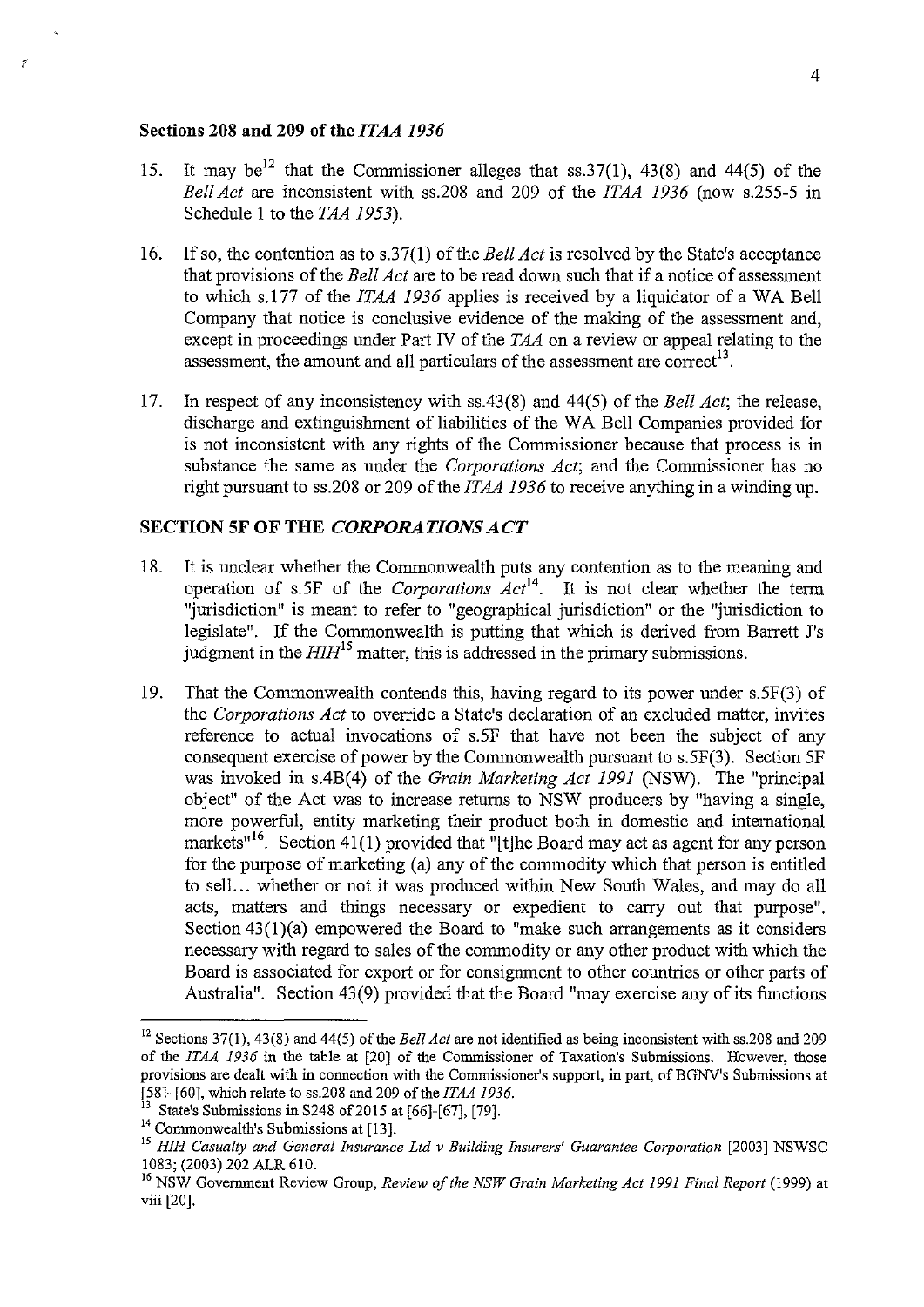### Sections 208 and 209 of the *ITAA 1936*

15. It may be[12] that the Commissioner alleges that ss.37(1), 43(8) and 44(5) of the *Bell Act* are inconsistent with ss.208 and 209 of the *ITAA 1936* (now s.255-5 in Schedule 1 to the *TAA 1953*).

16. If so, the contention as to s.37(1) of the *Bell Act* is resolved by the State's acceptance that provisions of the *Bell Act* are to be read down such that if a notice of assessment to which s.177 of the *ITAA 1936* applies is received by a liquidator of a WA Bell Company that notice is conclusive evidence of the making of the assessment and, except in proceedings under Part IV of the *TAA* on a review or appeal relating to the assessment, the amount and all particulars of the assessment are correct[13].

17. In respect of any inconsistency with ss.43(8) and 44(5) of the *Bell Act*; the release, discharge and extinguishment of liabilities of the WA Bell Companies provided for is not inconsistent with any rights of the Commissioner because that process is in substance the same as under the *Corporations Act*; and the Commissioner has no right pursuant to ss.208 or 209 of the *ITAA 1936* to receive anything in a winding up.

### SECTION 5F OF THE *CORPORATIONS ACT*

18. It is unclear whether the Commonwealth puts any contention as to the meaning and operation of s.5F of the *Corporations Act*[14]. It is not clear whether the term "jurisdiction" is meant to refer to "geographical jurisdiction" or the "jurisdiction to legislate". If the Commonwealth is putting that which is derived from Barrett J's judgment in the *HIH*[15] matter, this is addressed in the primary submissions.

19. That the Commonwealth contends this, having regard to its power under s.5F(3) of the *Corporations Act* to override a State's declaration of an excluded matter, invites reference to actual invocations of s.5F that have not been the subject of any consequent exercise of power by the Commonwealth pursuant to s.5F(3). Section 5F was invoked in s.4B(4) of the *Grain Marketing Act 1991* (NSW). The "principal object" of the Act was to increase returns to NSW producers by "having a single, more powerful, entity marketing their product both in domestic and international markets"[16]. Section 41(1) provided that "[t]he Board may act as agent for any person for the purpose of marketing (a) any of the commodity which that person is entitled to sell... whether or not it was produced within New South Wales, and may do all acts, matters and things necessary or expedient to carry out that purpose". Section 43(1)(a) empowered the Board to "make such arrangements as it considers necessary with regard to sales of the commodity or any other product with which the Board is associated for export or for consignment to other countries or other parts of Australia". Section 43(9) provided that the Board "may exercise any of its functions

---

[12] Sections 37(1), 43(8) and 44(5) of the *Bell Act* are not identified as being inconsistent with ss.208 and 209 of the *ITAA 1936* in the table at [20] of the Commissioner of Taxation's Submissions. However, those provisions are dealt with in connection with the Commissioner's support, in part, of BGNV's Submissions at [58]-[60], which relate to ss.208 and 209 of the *ITAA 1936*.

[13] State's Submissions in S248 of 2015 at [66]-[67], [79].

[14] Commonwealth's Submissions at [13].

[15] *HIH Casualty and General Insurance Ltd v Building Insurers' Guarantee Corporation* [2003] NSWSC 1083; (2003) 202 ALR 610.

[16] NSW Government Review Group, *Review of the NSW Grain Marketing Act 1991 Final Report* (1999) at viii [20].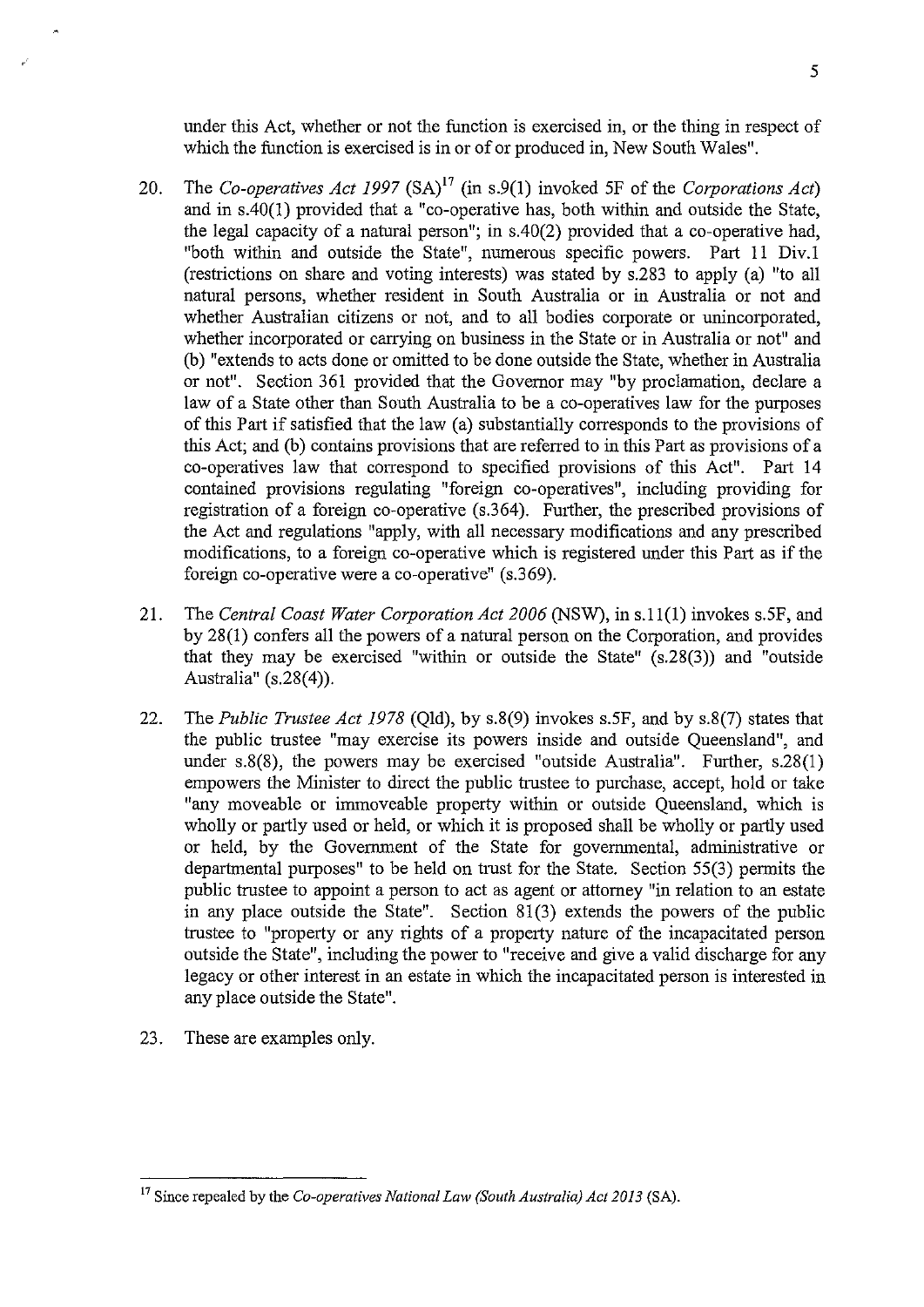under this Act, whether or not the function is exercised in, or the thing in respect of which the function is exercised is in or of or produced in, New South Wales".

20. The *Co-operatives Act 1997* (SA)[17] (in s.9(1) invoked 5F of the *Corporations Act*) and in s.40(1) provided that a "co-operative has, both within and outside the State, the legal capacity of a natural person"; in s.40(2) provided that a co-operative had, "both within and outside the State", numerous specific powers. Part 11 Div.1 (restrictions on share and voting interests) was stated by s.283 to apply (a) "to all natural persons, whether resident in South Australia or in Australia or not and whether Australian citizens or not, and to all bodies corporate or unincorporated, whether incorporated or carrying on business in the State or in Australia or not" and (b) "extends to acts done or omitted to be done outside the State, whether in Australia or not". Section 361 provided that the Governor may "by proclamation, declare a law of a State other than South Australia to be a co-operatives law for the purposes of this Part if satisfied that the law (a) substantially corresponds to the provisions of this Act; and (b) contains provisions that are referred to in this Part as provisions of a co-operatives law that correspond to specified provisions of this Act". Part 14 contained provisions regulating "foreign co-operatives", including providing for registration of a foreign co-operative (s.364). Further, the prescribed provisions of the Act and regulations "apply, with all necessary modifications and any prescribed modifications, to a foreign co-operative which is registered under this Part as if the foreign co-operative were a co-operative" (s.369).

21. The *Central Coast Water Corporation Act 2006* (NSW), in s.11(1) invokes s.5F, and by 28(1) confers all the powers of a natural person on the Corporation, and provides that they may be exercised "within or outside the State" (s.28(3)) and "outside Australia" (s.28(4)).

22. The *Public Trustee Act 1978* (Qld), by s.8(9) invokes s.5F, and by s.8(7) states that the public trustee "may exercise its powers inside and outside Queensland", and under s.8(8), the powers may be exercised "outside Australia". Further, s.28(1) empowers the Minister to direct the public trustee to purchase, accept, hold or take "any moveable or immoveable property within or outside Queensland, which is wholly or partly used or held, or which it is proposed shall be wholly or partly used or held, by the Government of the State for governmental, administrative or departmental purposes" to be held on trust for the State. Section 55(3) permits the public trustee to appoint a person to act as agent or attorney "in relation to an estate in any place outside the State". Section 81(3) extends the powers of the public trustee to "property or any rights of a property nature of the incapacitated person outside the State", including the power to "receive and give a valid discharge for any legacy or other interest in an estate in which the incapacitated person is interested in any place outside the State".

23. These are examples only.

---

[17] Since repealed by the *Co-operatives National Law (South Australia) Act 2013* (SA).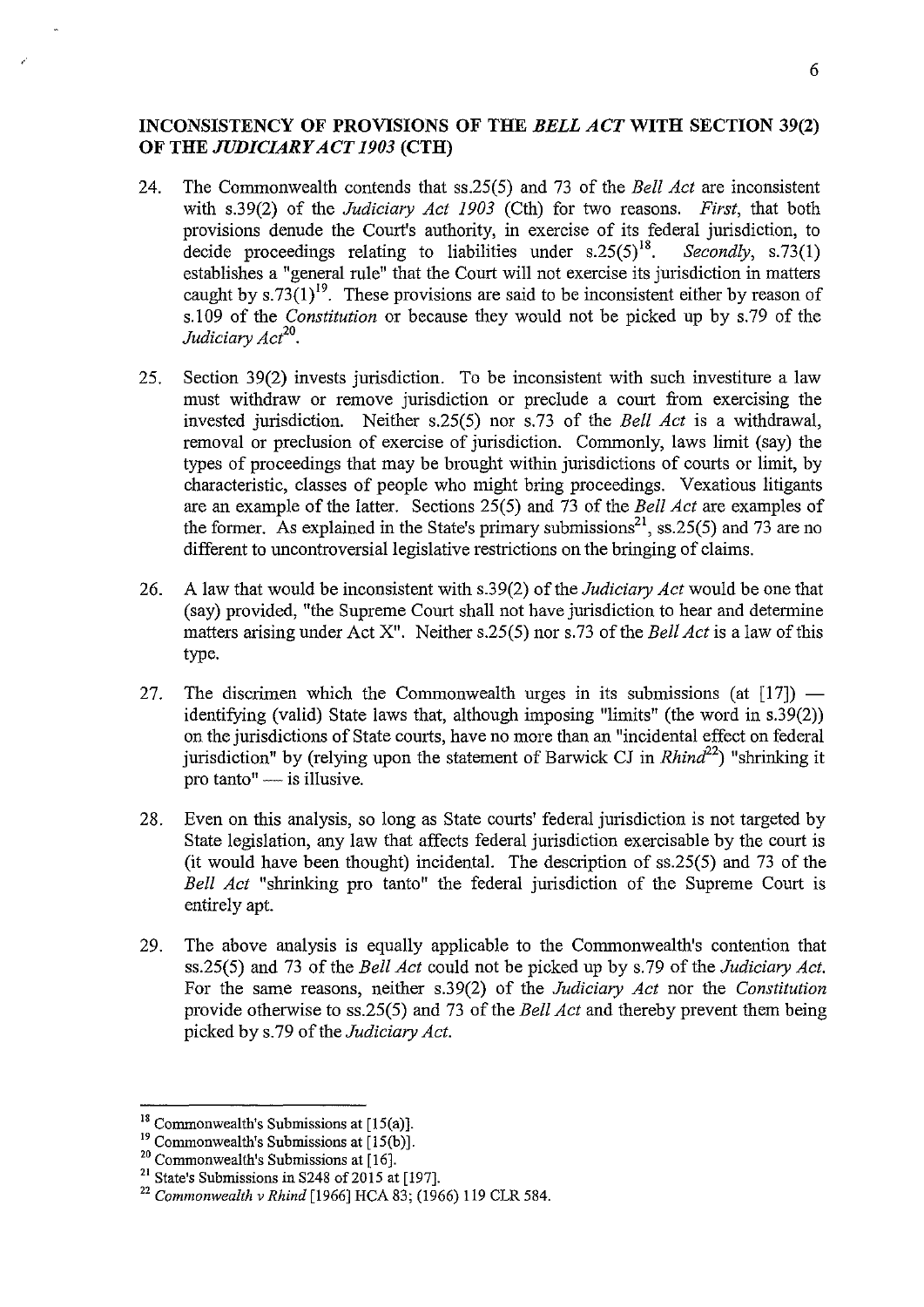## INCONSISTENCY OF PROVISIONS OF THE *BELL ACT* WITH SECTION 39(2) OF THE *JUDICIARY ACT 1903* (CTH)

24. The Commonwealth contends that ss.25(5) and 73 of the *Bell Act* are inconsistent with s.39(2) of the *Judiciary Act 1903* (Cth) for two reasons. *First*, that both provisions denude the Court's authority, in exercise of its federal jurisdiction, to decide proceedings relating to liabilities under s.25(5)[18]. *Secondly*, s.73(1) establishes a "general rule" that the Court will not exercise its jurisdiction in matters caught by s.73(1)[19]. These provisions are said to be inconsistent either by reason of s.109 of the *Constitution* or because they would not be picked up by s.79 of the *Judiciary Act*[20].

25. Section 39(2) invests jurisdiction. To be inconsistent with such investiture a law must withdraw or remove jurisdiction or preclude a court from exercising the invested jurisdiction. Neither s.25(5) nor s.73 of the *Bell Act* is a withdrawal, removal or preclusion of exercise of jurisdiction. Commonly, laws limit (say) the types of proceedings that may be brought within jurisdictions of courts or limit, by characteristic, classes of people who might bring proceedings. Vexatious litigants are an example of the latter. Sections 25(5) and 73 of the *Bell Act* are examples of the former. As explained in the State's primary submissions[21], ss.25(5) and 73 are no different to uncontroversial legislative restrictions on the bringing of claims.

26. A law that would be inconsistent with s.39(2) of the *Judiciary Act* would be one that (say) provided, "the Supreme Court shall not have jurisdiction to hear and determine matters arising under Act X". Neither s.25(5) nor s.73 of the *Bell Act* is a law of this type.

27. The discrimen which the Commonwealth urges in its submissions (at [17]) — identifying (valid) State laws that, although imposing "limits" (the word in s.39(2)) on the jurisdictions of State courts, have no more than an "incidental effect on federal jurisdiction" by (relying upon the statement of Barwick CJ in *Rhind*[22]) "shrinking it pro tanto" — is illusive.

28. Even on this analysis, so long as State courts' federal jurisdiction is not targeted by State legislation, any law that affects federal jurisdiction exercisable by the court is (it would have been thought) incidental. The description of ss.25(5) and 73 of the *Bell Act* "shrinking pro tanto" the federal jurisdiction of the Supreme Court is entirely apt.

29. The above analysis is equally applicable to the Commonwealth's contention that ss.25(5) and 73 of the *Bell Act* could not be picked up by s.79 of the *Judiciary Act*. For the same reasons, neither s.39(2) of the *Judiciary Act* nor the *Constitution* provide otherwise to ss.25(5) and 73 of the *Bell Act* and thereby prevent them being picked by s.79 of the *Judiciary Act*.

---

[18] Commonwealth's Submissions at [15(a)].

[19] Commonwealth's Submissions at [15(b)].

[20] Commonwealth's Submissions at [16].

[21] State's Submissions in S248 of 2015 at [197].

[22] *Commonwealth v Rhind* [1966] HCA 83; (1966) 119 CLR 584.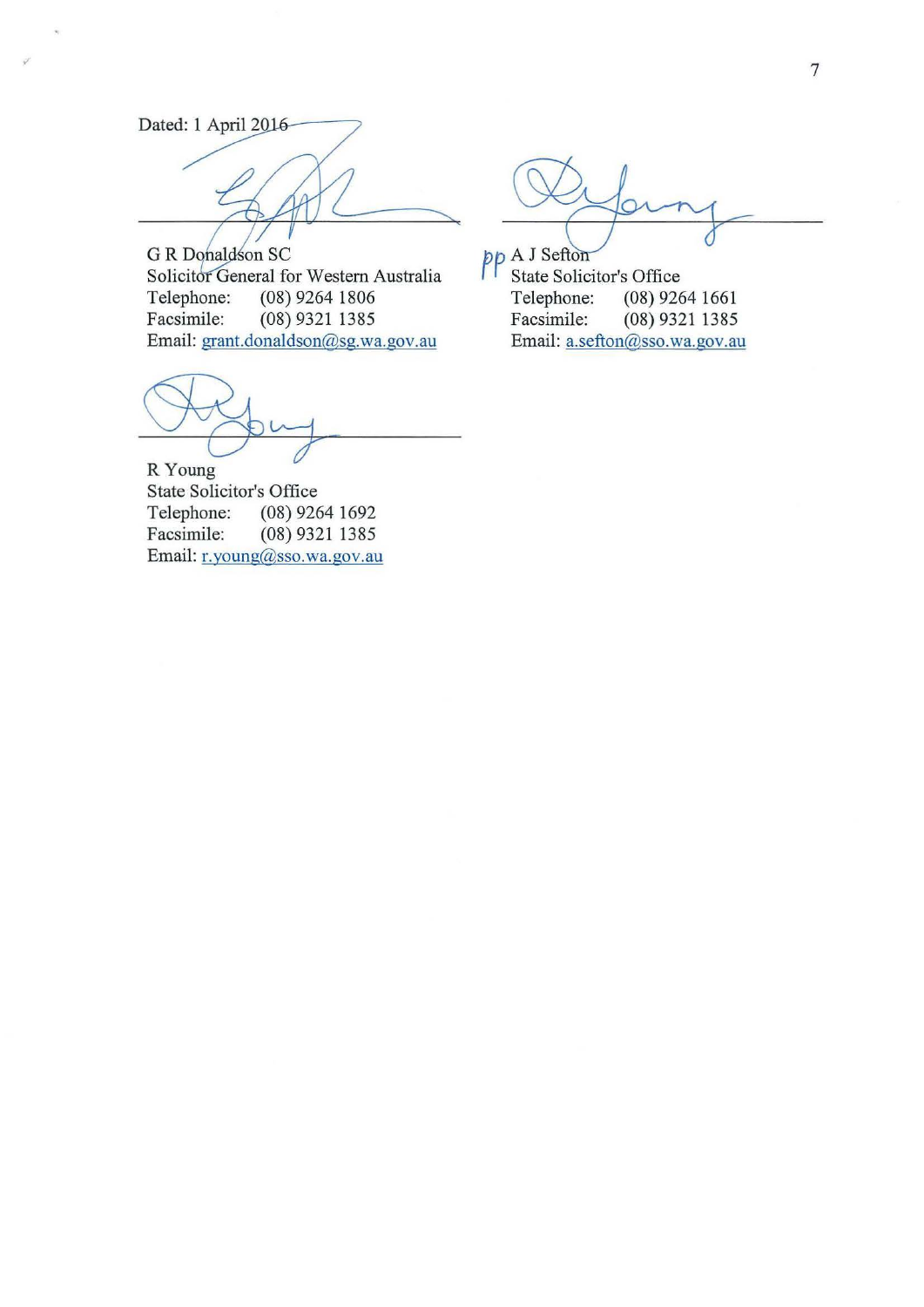Dated: 1 April 2016

G R Donaldson SC
Solicitor General for Western Australia
Telephone: (08) 9264 1806
Facsimile: (08) 9321 1385
Email: grant.donaldson@sg.wa.gov.au

pp A J Sefton
State Solicitor's Office
Telephone: (08) 9264 1661
Facsimile: (08) 9321 1385
Email: a.sefton@sso.wa.gov.au

R Young
State Solicitor's Office
Telephone: (08) 9264 1692
Facsimile: (08) 9321 1385
Email: r.young@sso.wa.gov.au